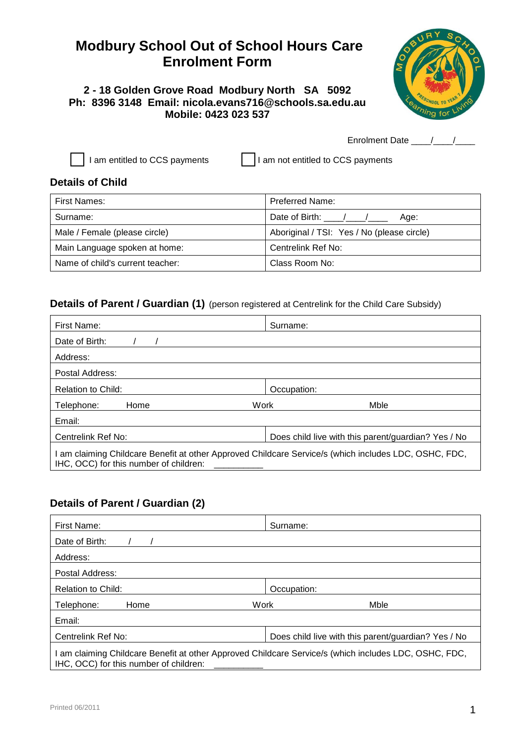# Modbury School Out of School Hours Care Enrolment Form

**2 - 18 Golden Grove Road Modbury North SA 5092**
**Ph: 8396 3148 Email: nicola.evans716@schools.sa.edu.au**
**Mobile: 0423 023 537**

Enrolment Date ____/____/____

☐ I am entitled to CCS payments ☐ I am not entitled to CCS payments

## Details of Child

| First Names: | Preferred Name: |
|---|---|
| Surname: | Date of Birth: ____/____/____ Age: |
| Male / Female (please circle) | Aboriginal / TSI: Yes / No (please circle) |
| Main Language spoken at home: | Centrelink Ref No: |
| Name of child's current teacher: | Class Room No: |

## Details of Parent / Guardian (1) (person registered at Centrelink for the Child Care Subsidy)

| First Name: | Surname: |
|---|---|
| Date of Birth: / / | |
| Address: | |
| Postal Address: | |
| Relation to Child: | Occupation: |
| Telephone: Home | Work Mble |
| Email: | |
| Centrelink Ref No: | Does child live with this parent/guardian? Yes / No |
| I am claiming Childcare Benefit at other Approved Childcare Service/s (which includes LDC, OSHC, FDC, IHC, OCC) for this number of children: __________ | |

## Details of Parent / Guardian (2)

| First Name: | Surname: |
|---|---|
| Date of Birth: / / | |
| Address: | |
| Postal Address: | |
| Relation to Child: | Occupation: |
| Telephone: Home | Work Mble |
| Email: | |
| Centrelink Ref No: | Does child live with this parent/guardian? Yes / No |
| I am claiming Childcare Benefit at other Approved Childcare Service/s (which includes LDC, OSHC, FDC, IHC, OCC) for this number of children: __________ | |

Printed 06/2011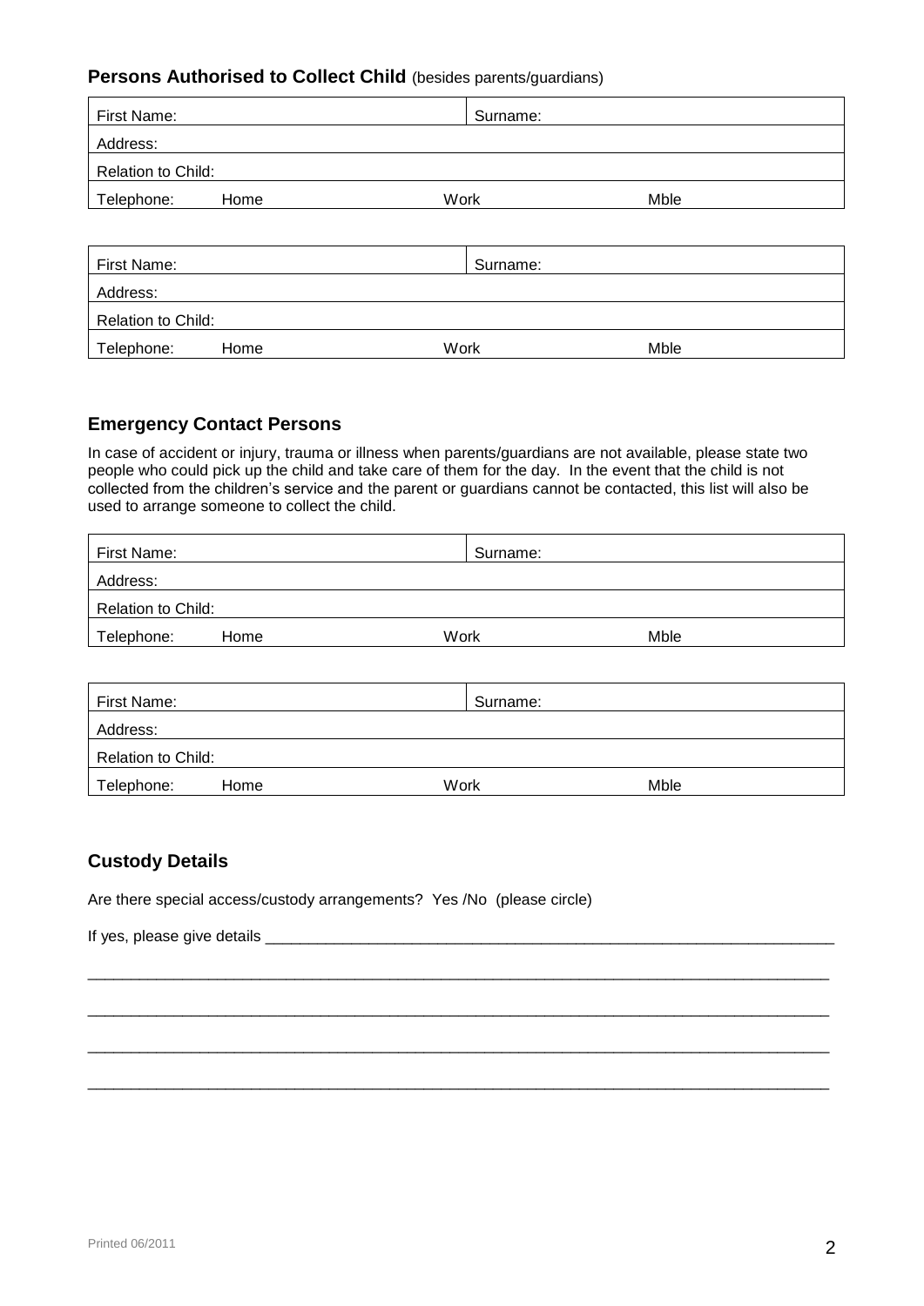## Persons Authorised to Collect Child (besides parents/guardians)

| First Name: | | Surname: | |
|---|---|---|---|
| Address: | | | |
| Relation to Child: | | | |
| Telephone: | Home | Work | Mble |

| First Name: | | Surname: | |
|---|---|---|---|
| Address: | | | |
| Relation to Child: | | | |
| Telephone: | Home | Work | Mble |

## Emergency Contact Persons

In case of accident or injury, trauma or illness when parents/guardians are not available, please state two people who could pick up the child and take care of them for the day. In the event that the child is not collected from the children's service and the parent or guardians cannot be contacted, this list will also be used to arrange someone to collect the child.

| First Name: | | Surname: | |
|---|---|---|---|
| Address: | | | |
| Relation to Child: | | | |
| Telephone: | Home | Work | Mble |

| First Name: | | Surname: | |
|---|---|---|---|
| Address: | | | |
| Relation to Child: | | | |
| Telephone: | Home | Work | Mble |

## Custody Details

Are there special access/custody arrangements? Yes /No (please circle)

If yes, please give details ___________________________________________________________________

_____________________________________________________________________________________

_____________________________________________________________________________________

_____________________________________________________________________________________

_____________________________________________________________________________________

Printed 06/2011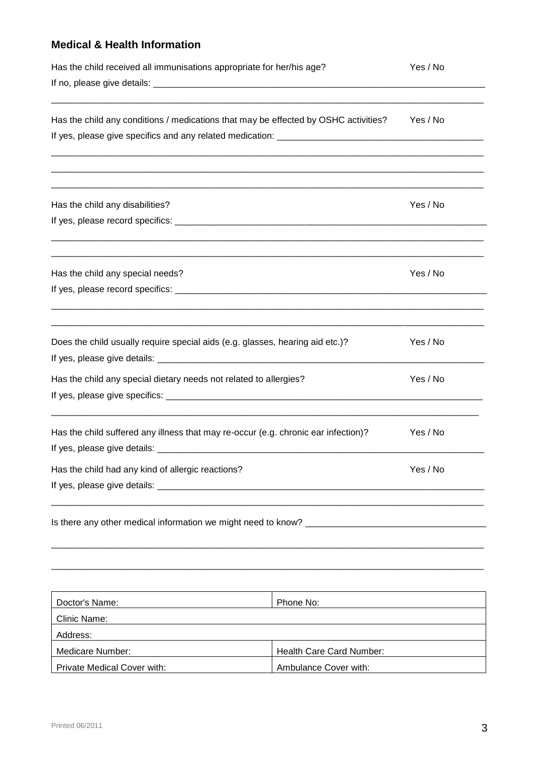## Medical & Health Information

Has the child received all immunisations appropriate for her/his age? Yes / No

If no, please give details: ______________________________________________________________________

______________________________________________________________________________________

Has the child any conditions / medications that may be effected by OSHC activities? Yes / No

If yes, please give specifics and any related medication: ________________________________________

______________________________________________________________________________________

______________________________________________________________________________________

______________________________________________________________________________________

Has the child any disabilities? Yes / No

If yes, please record specifics: ___________________________________________________________

______________________________________________________________________________________

______________________________________________________________________________________

Has the child any special needs? Yes / No

If yes, please record specifics: ___________________________________________________________

______________________________________________________________________________________

______________________________________________________________________________________

Does the child usually require special aids (e.g. glasses, hearing aid etc.)? Yes / No

If yes, please give details: _______________________________________________________________

Has the child any special dietary needs not related to allergies? Yes / No

If yes, please give specifics: _____________________________________________________________

______________________________________________________________________________________

Has the child suffered any illness that may re-occur (e.g. chronic ear infection)? Yes / No

If yes, please give details: _______________________________________________________________

Has the child had any kind of allergic reactions? Yes / No

If yes, please give details: _______________________________________________________________

______________________________________________________________________________________

Is there any other medical information we might need to know? ___________________________________

______________________________________________________________________________________

______________________________________________________________________________________

| Doctor's Name: | Phone No: |
|---|---|
| Clinic Name: | |
| Address: | |
| Medicare Number: | Health Care Card Number: |
| Private Medical Cover with: | Ambulance Cover with: |

Printed 06/2011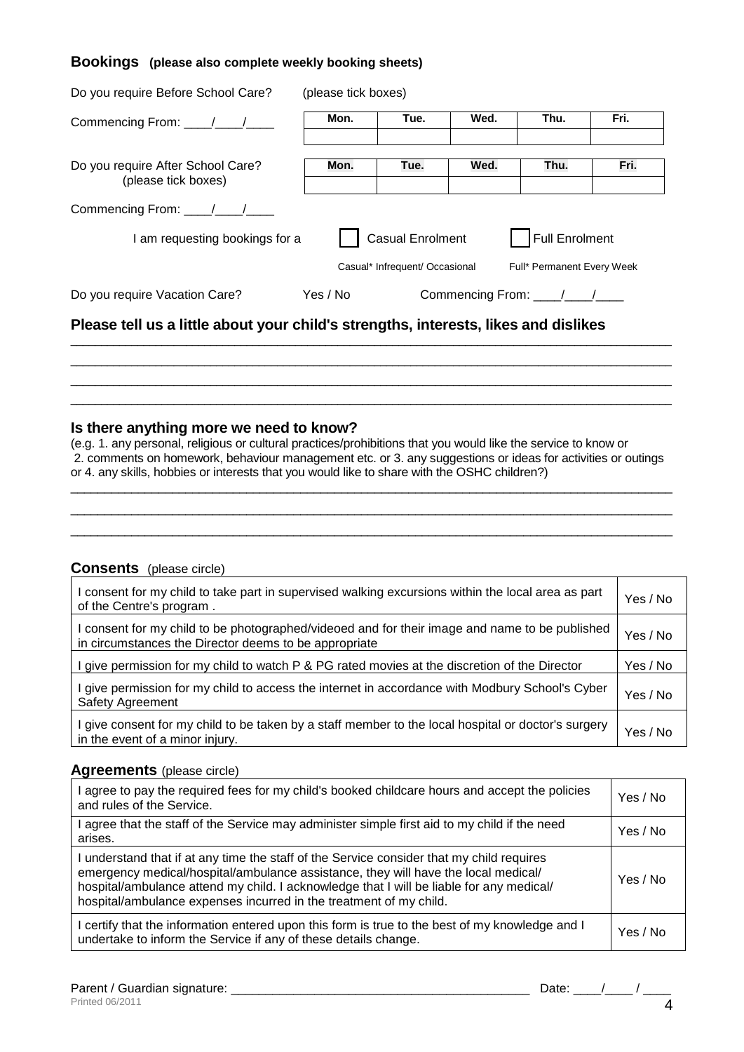## Bookings (please also complete weekly booking sheets)

Do you require Before School Care? (please tick boxes)

Commencing From: \_\_\_\_/\_\_\_\_/\_\_\_\_

| Mon. | Tue. | Wed. | Thu. | Fri. |
|---|---|---|---|---|
| | | | | |

Do you require After School Care? (please tick boxes)

| Mon. | Tue. | Wed. | Thu. | Fri. |
|---|---|---|---|---|
| | | | | |

Commencing From: \_\_\_\_/\_\_\_\_/\_\_\_\_

I am requesting bookings for a ☐ Casual Enrolment ☐ Full Enrolment

Casual* Infrequent/ Occasional Full* Permanent Every Week

Do you require Vacation Care? Yes / No Commencing From: \_\_\_\_/\_\_\_\_/\_\_\_\_

## Please tell us a little about your child's strengths, interests, likes and dislikes

\_\_\_\_\_\_\_\_\_\_\_\_\_\_\_\_\_\_\_\_\_\_\_\_\_\_\_\_\_\_\_\_\_\_\_\_\_\_\_\_\_\_\_\_\_\_\_\_\_\_\_\_\_\_\_\_\_\_\_\_\_\_\_\_\_\_\_\_\_\_\_\_\_\_\_\_\_\_

\_\_\_\_\_\_\_\_\_\_\_\_\_\_\_\_\_\_\_\_\_\_\_\_\_\_\_\_\_\_\_\_\_\_\_\_\_\_\_\_\_\_\_\_\_\_\_\_\_\_\_\_\_\_\_\_\_\_\_\_\_\_\_\_\_\_\_\_\_\_\_\_\_\_\_\_\_\_

\_\_\_\_\_\_\_\_\_\_\_\_\_\_\_\_\_\_\_\_\_\_\_\_\_\_\_\_\_\_\_\_\_\_\_\_\_\_\_\_\_\_\_\_\_\_\_\_\_\_\_\_\_\_\_\_\_\_\_\_\_\_\_\_\_\_\_\_\_\_\_\_\_\_\_\_\_\_

\_\_\_\_\_\_\_\_\_\_\_\_\_\_\_\_\_\_\_\_\_\_\_\_\_\_\_\_\_\_\_\_\_\_\_\_\_\_\_\_\_\_\_\_\_\_\_\_\_\_\_\_\_\_\_\_\_\_\_\_\_\_\_\_\_\_\_\_\_\_\_\_\_\_\_\_\_\_

## Is there anything more we need to know?

(e.g. 1. any personal, religious or cultural practices/prohibitions that you would like the service to know or 2. comments on homework, behaviour management etc. or 3. any suggestions or ideas for activities or outings or 4. any skills, hobbies or interests that you would like to share with the OSHC children?)

\_\_\_\_\_\_\_\_\_\_\_\_\_\_\_\_\_\_\_\_\_\_\_\_\_\_\_\_\_\_\_\_\_\_\_\_\_\_\_\_\_\_\_\_\_\_\_\_\_\_\_\_\_\_\_\_\_\_\_\_\_\_\_\_\_\_\_\_\_\_\_\_\_\_\_\_\_\_

\_\_\_\_\_\_\_\_\_\_\_\_\_\_\_\_\_\_\_\_\_\_\_\_\_\_\_\_\_\_\_\_\_\_\_\_\_\_\_\_\_\_\_\_\_\_\_\_\_\_\_\_\_\_\_\_\_\_\_\_\_\_\_\_\_\_\_\_\_\_\_\_\_\_\_\_\_\_

\_\_\_\_\_\_\_\_\_\_\_\_\_\_\_\_\_\_\_\_\_\_\_\_\_\_\_\_\_\_\_\_\_\_\_\_\_\_\_\_\_\_\_\_\_\_\_\_\_\_\_\_\_\_\_\_\_\_\_\_\_\_\_\_\_\_\_\_\_\_\_\_\_\_\_\_\_\_

## Consents (please circle)

| | |
|---|---|
| I consent for my child to take part in supervised walking excursions within the local area as part of the Centre's program . | Yes / No |
| I consent for my child to be photographed/videoed and for their image and name to be published in circumstances the Director deems to be appropriate | Yes / No |
| I give permission for my child to watch P & PG rated movies at the discretion of the Director | Yes / No |
| I give permission for my child to access the internet in accordance with Modbury School's Cyber Safety Agreement | Yes / No |
| I give consent for my child to be taken by a staff member to the local hospital or doctor's surgery in the event of a minor injury. | Yes / No |

## Agreements (please circle)

| | |
|---|---|
| I agree to pay the required fees for my child's booked childcare hours and accept the policies and rules of the Service. | Yes / No |
| I agree that the staff of the Service may administer simple first aid to my child if the need arises. | Yes / No |
| I understand that if at any time the staff of the Service consider that my child requires emergency medical/hospital/ambulance assistance, they will have the local medical/ hospital/ambulance attend my child. I acknowledge that I will be liable for any medical/ hospital/ambulance expenses incurred in the treatment of my child. | Yes / No |
| I certify that the information entered upon this form is true to the best of my knowledge and I undertake to inform the Service if any of these details change. | Yes / No |

Parent / Guardian signature: \_\_\_\_\_\_\_\_\_\_\_\_\_\_\_\_\_\_\_\_\_\_\_\_\_\_\_\_\_\_\_\_\_\_\_\_\_\_\_\_\_\_ Date: \_\_\_\_/\_\_\_\_ / \_\_\_\_

Printed 06/2011